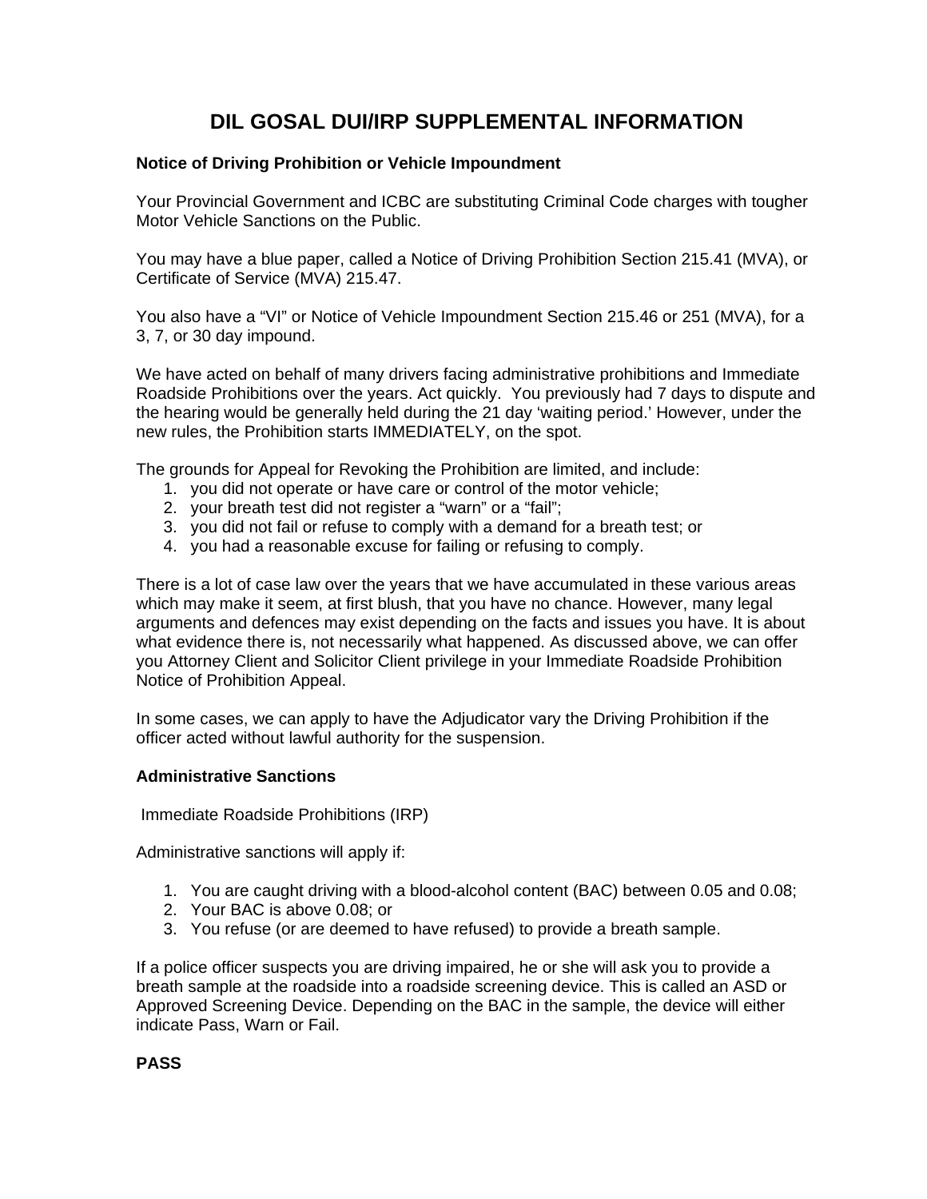# DIL GOSAL DUI/IRP SUPPLEMENTAL INFORMATION

**Notice of Driving Prohibition or Vehicle Impoundment**

Your Provincial Government and ICBC are substituting Criminal Code charges with tougher Motor Vehicle Sanctions on the Public.

You may have a blue paper, called a Notice of Driving Prohibition Section 215.41 (MVA), or Certificate of Service (MVA) 215.47.

You also have a "VI" or Notice of Vehicle Impoundment Section 215.46 or 251 (MVA), for a 3, 7, or 30 day impound.

We have acted on behalf of many drivers facing administrative prohibitions and Immediate Roadside Prohibitions over the years. Act quickly. You previously had 7 days to dispute and the hearing would be generally held during the 21 day 'waiting period.' However, under the new rules, the Prohibition starts IMMEDIATELY, on the spot.

The grounds for Appeal for Revoking the Prohibition are limited, and include:

1. you did not operate or have care or control of the motor vehicle;
2. your breath test did not register a "warn" or a "fail";
3. you did not fail or refuse to comply with a demand for a breath test; or
4. you had a reasonable excuse for failing or refusing to comply.

There is a lot of case law over the years that we have accumulated in these various areas which may make it seem, at first blush, that you have no chance. However, many legal arguments and defences may exist depending on the facts and issues you have. It is about what evidence there is, not necessarily what happened. As discussed above, we can offer you Attorney Client and Solicitor Client privilege in your Immediate Roadside Prohibition Notice of Prohibition Appeal.

In some cases, we can apply to have the Adjudicator vary the Driving Prohibition if the officer acted without lawful authority for the suspension.

**Administrative Sanctions**

Immediate Roadside Prohibitions (IRP)

Administrative sanctions will apply if:

1. You are caught driving with a blood-alcohol content (BAC) between 0.05 and 0.08;
2. Your BAC is above 0.08; or
3. You refuse (or are deemed to have refused) to provide a breath sample.

If a police officer suspects you are driving impaired, he or she will ask you to provide a breath sample at the roadside into a roadside screening device. This is called an ASD or Approved Screening Device. Depending on the BAC in the sample, the device will either indicate Pass, Warn or Fail.

**PASS**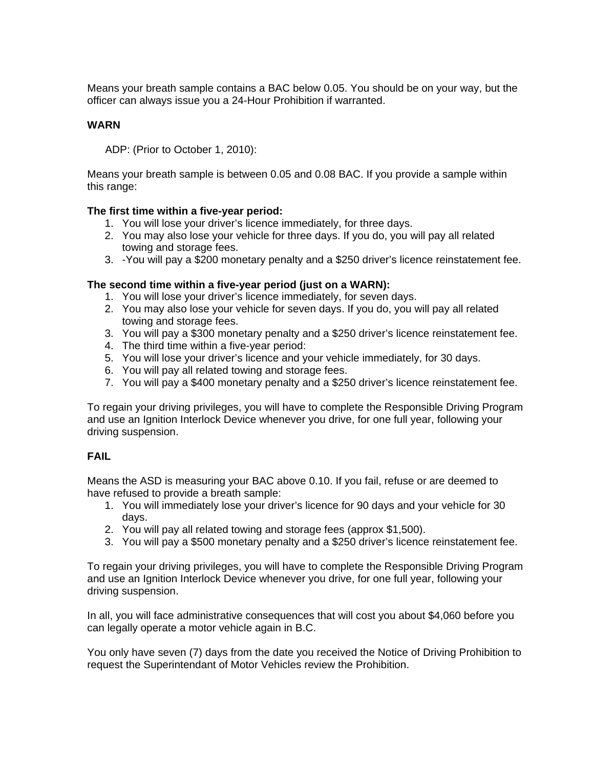Means your breath sample contains a BAC below 0.05. You should be on your way, but the officer can always issue you a 24-Hour Prohibition if warranted.

**WARN**

ADP: (Prior to October 1, 2010):

Means your breath sample is between 0.05 and 0.08 BAC. If you provide a sample within this range:

**The first time within a five-year period:**

1. You will lose your driver’s licence immediately, for three days.
2. You may also lose your vehicle for three days. If you do, you will pay all related towing and storage fees.
3. -You will pay a $200 monetary penalty and a $250 driver’s licence reinstatement fee.

**The second time within a five-year period (just on a WARN):**

1. You will lose your driver’s licence immediately, for seven days.
2. You may also lose your vehicle for seven days. If you do, you will pay all related towing and storage fees.
3. You will pay a $300 monetary penalty and a $250 driver’s licence reinstatement fee.
4. The third time within a five-year period:
5. You will lose your driver’s licence and your vehicle immediately, for 30 days.
6. You will pay all related towing and storage fees.
7. You will pay a $400 monetary penalty and a $250 driver’s licence reinstatement fee.

To regain your driving privileges, you will have to complete the Responsible Driving Program and use an Ignition Interlock Device whenever you drive, for one full year, following your driving suspension.

**FAIL**

Means the ASD is measuring your BAC above 0.10. If you fail, refuse or are deemed to have refused to provide a breath sample:

1. You will immediately lose your driver’s licence for 90 days and your vehicle for 30 days.
2. You will pay all related towing and storage fees (approx $1,500).
3. You will pay a $500 monetary penalty and a $250 driver’s licence reinstatement fee.

To regain your driving privileges, you will have to complete the Responsible Driving Program and use an Ignition Interlock Device whenever you drive, for one full year, following your driving suspension.

In all, you will face administrative consequences that will cost you about $4,060 before you can legally operate a motor vehicle again in B.C.

You only have seven (7) days from the date you received the Notice of Driving Prohibition to request the Superintendant of Motor Vehicles review the Prohibition.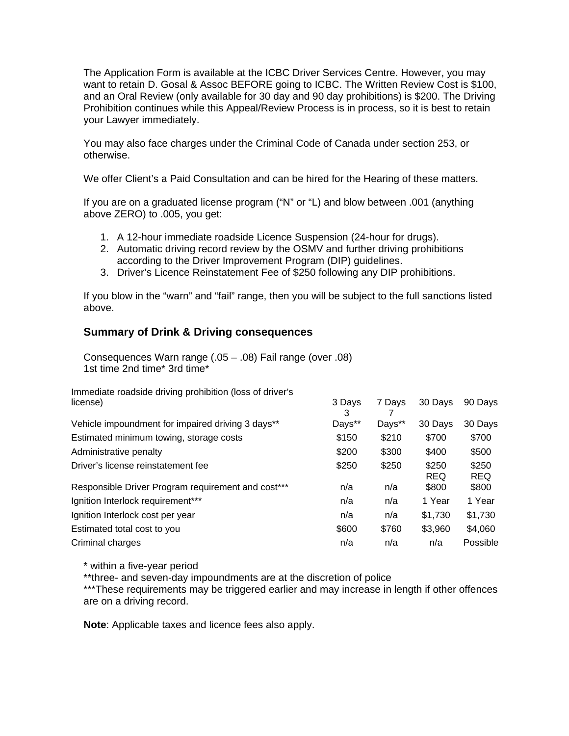The Application Form is available at the ICBC Driver Services Centre. However, you may want to retain D. Gosal & Assoc BEFORE going to ICBC. The Written Review Cost is $100, and an Oral Review (only available for 30 day and 90 day prohibitions) is $200. The Driving Prohibition continues while this Appeal/Review Process is in process, so it is best to retain your Lawyer immediately.

You may also face charges under the Criminal Code of Canada under section 253, or otherwise.

We offer Client's a Paid Consultation and can be hired for the Hearing of these matters.

If you are on a graduated license program ("N" or "L) and blow between .001 (anything above ZERO) to .005, you get:

1. A 12-hour immediate roadside Licence Suspension (24-hour for drugs).
2. Automatic driving record review by the OSMV and further driving prohibitions according to the Driver Improvement Program (DIP) guidelines.
3. Driver's Licence Reinstatement Fee of $250 following any DIP prohibitions.

If you blow in the "warn" and "fail" range, then you will be subject to the full sanctions listed above.

### Summary of Drink & Driving consequences

Consequences Warn range (.05 – .08) Fail range (over .08)
1st time 2nd time* 3rd time*

| | | | | |
|---|---|---|---|---|
| Immediate roadside driving prohibition (loss of driver's license) | 3 Days | 7 Days | 30 Days | 90 Days |
| Vehicle impoundment for impaired driving 3 days** | 3 Days** | 7 Days** | 30 Days | 30 Days |
| Estimated minimum towing, storage costs | $150 | $210 | $700 | $700 |
| Administrative penalty | $200 | $300 | $400 | $500 |
| Driver's license reinstatement fee | $250 | $250 | $250 REQ | $250 REQ |
| Responsible Driver Program requirement and cost*** | n/a | n/a | $800 | $800 |
| Ignition Interlock requirement*** | n/a | n/a | 1 Year | 1 Year |
| Ignition Interlock cost per year | n/a | n/a | $1,730 | $1,730 |
| Estimated total cost to you | $600 | $760 | $3,960 | $4,060 |
| Criminal charges | n/a | n/a | n/a | Possible |

\* within a five-year period
**three- and seven-day impoundments are at the discretion of police
***These requirements may be triggered earlier and may increase in length if other offences are on a driving record.

**Note**: Applicable taxes and licence fees also apply.